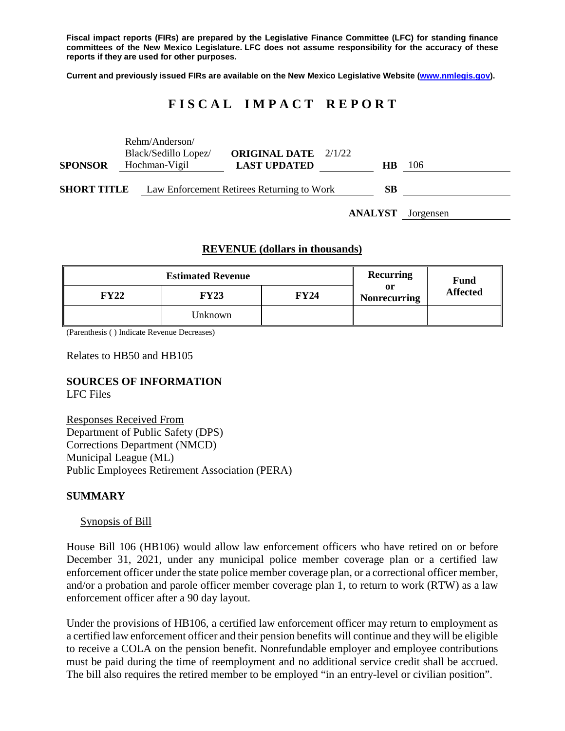**Fiscal impact reports (FIRs) are prepared by the Legislative Finance Committee (LFC) for standing finance committees of the New Mexico Legislature. LFC does not assume responsibility for the accuracy of these reports if they are used for other purposes.**

**Current and previously issued FIRs are available on the New Mexico Legislative Website (www.nmlegis.gov).**

# FISCAL IMPACT REPORT

| | | | | | |
|---|---|---|---|---|---|
| **SPONSOR** | Rehm/Anderson/ Black/Sedillo Lopez/ Hochman-Vigil | **ORIGINAL DATE** **LAST UPDATED** | 2/1/22 | **HB** | 106 |
| **SHORT TITLE** | Law Enforcement Retirees Returning to Work | | | **SB** | |
| | | | | **ANALYST** | Jorgensen |

## REVENUE (dollars in thousands)

| Estimated Revenue | | | Recurring or Nonrecurring | Fund Affected |
|---|---|---|---|---|
| **FY22** | **FY23** | **FY24** | | |
| | Unknown | | | |

(Parenthesis ( ) Indicate Revenue Decreases)

Relates to HB50 and HB105

### SOURCES OF INFORMATION

LFC Files

Responses Received From
Department of Public Safety (DPS)
Corrections Department (NMCD)
Municipal League (ML)
Public Employees Retirement Association (PERA)

### SUMMARY

Synopsis of Bill

House Bill 106 (HB106) would allow law enforcement officers who have retired on or before December 31, 2021, under any municipal police member coverage plan or a certified law enforcement officer under the state police member coverage plan, or a correctional officer member, and/or a probation and parole officer member coverage plan 1, to return to work (RTW) as a law enforcement officer after a 90 day layout.

Under the provisions of HB106, a certified law enforcement officer may return to employment as a certified law enforcement officer and their pension benefits will continue and they will be eligible to receive a COLA on the pension benefit. Nonrefundable employer and employee contributions must be paid during the time of reemployment and no additional service credit shall be accrued. The bill also requires the retired member to be employed "in an entry-level or civilian position".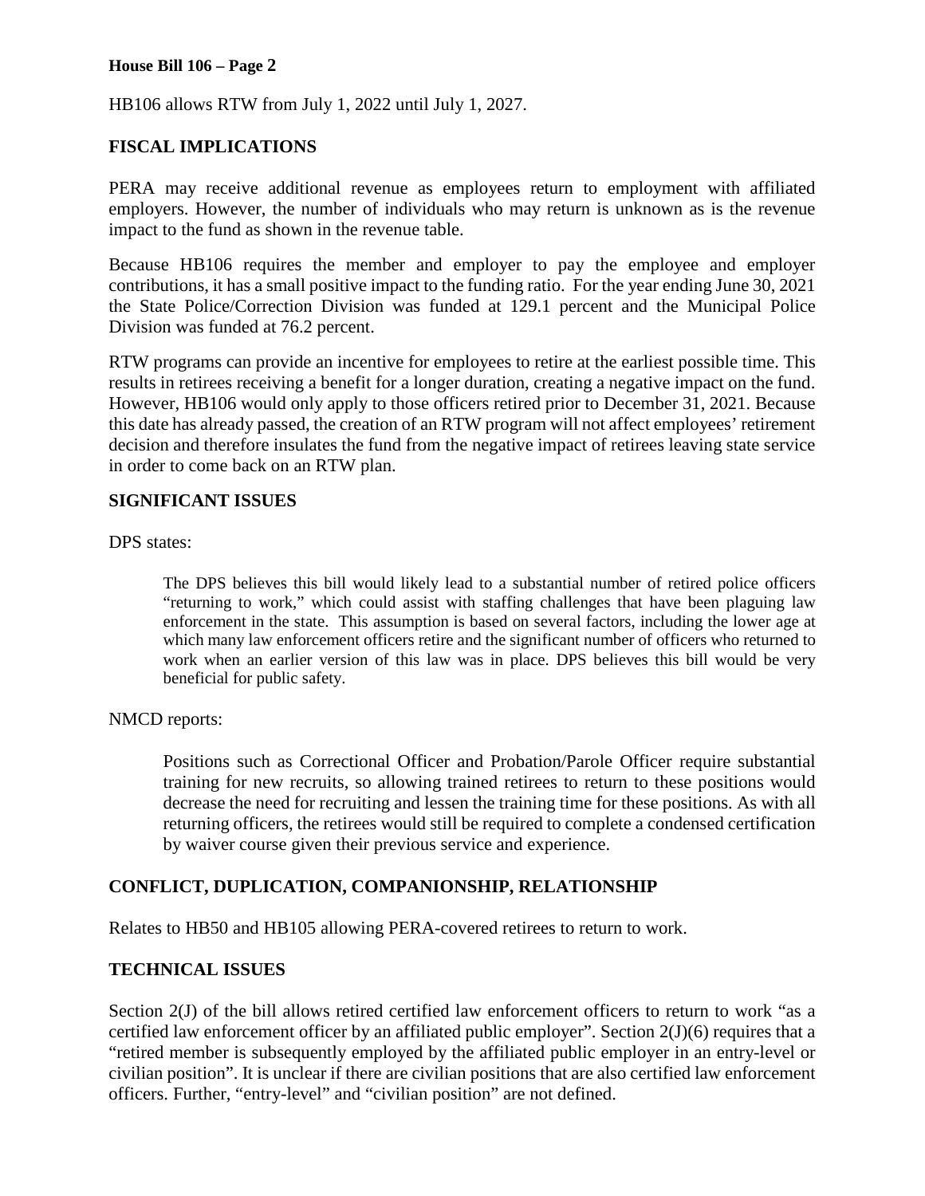HB106 allows RTW from July 1, 2022 until July 1, 2027.

**FISCAL IMPLICATIONS**

PERA may receive additional revenue as employees return to employment with affiliated employers. However, the number of individuals who may return is unknown as is the revenue impact to the fund as shown in the revenue table.

Because HB106 requires the member and employer to pay the employee and employer contributions, it has a small positive impact to the funding ratio. For the year ending June 30, 2021 the State Police/Correction Division was funded at 129.1 percent and the Municipal Police Division was funded at 76.2 percent.

RTW programs can provide an incentive for employees to retire at the earliest possible time. This results in retirees receiving a benefit for a longer duration, creating a negative impact on the fund. However, HB106 would only apply to those officers retired prior to December 31, 2021. Because this date has already passed, the creation of an RTW program will not affect employees' retirement decision and therefore insulates the fund from the negative impact of retirees leaving state service in order to come back on an RTW plan.

**SIGNIFICANT ISSUES**

DPS states:

> The DPS believes this bill would likely lead to a substantial number of retired police officers "returning to work," which could assist with staffing challenges that have been plaguing law enforcement in the state. This assumption is based on several factors, including the lower age at which many law enforcement officers retire and the significant number of officers who returned to work when an earlier version of this law was in place. DPS believes this bill would be very beneficial for public safety.

NMCD reports:

> Positions such as Correctional Officer and Probation/Parole Officer require substantial training for new recruits, so allowing trained retirees to return to these positions would decrease the need for recruiting and lessen the training time for these positions. As with all returning officers, the retirees would still be required to complete a condensed certification by waiver course given their previous service and experience.

**CONFLICT, DUPLICATION, COMPANIONSHIP, RELATIONSHIP**

Relates to HB50 and HB105 allowing PERA-covered retirees to return to work.

**TECHNICAL ISSUES**

Section 2(J) of the bill allows retired certified law enforcement officers to return to work "as a certified law enforcement officer by an affiliated public employer". Section 2(J)(6) requires that a "retired member is subsequently employed by the affiliated public employer in an entry-level or civilian position". It is unclear if there are civilian positions that are also certified law enforcement officers. Further, "entry-level" and "civilian position" are not defined.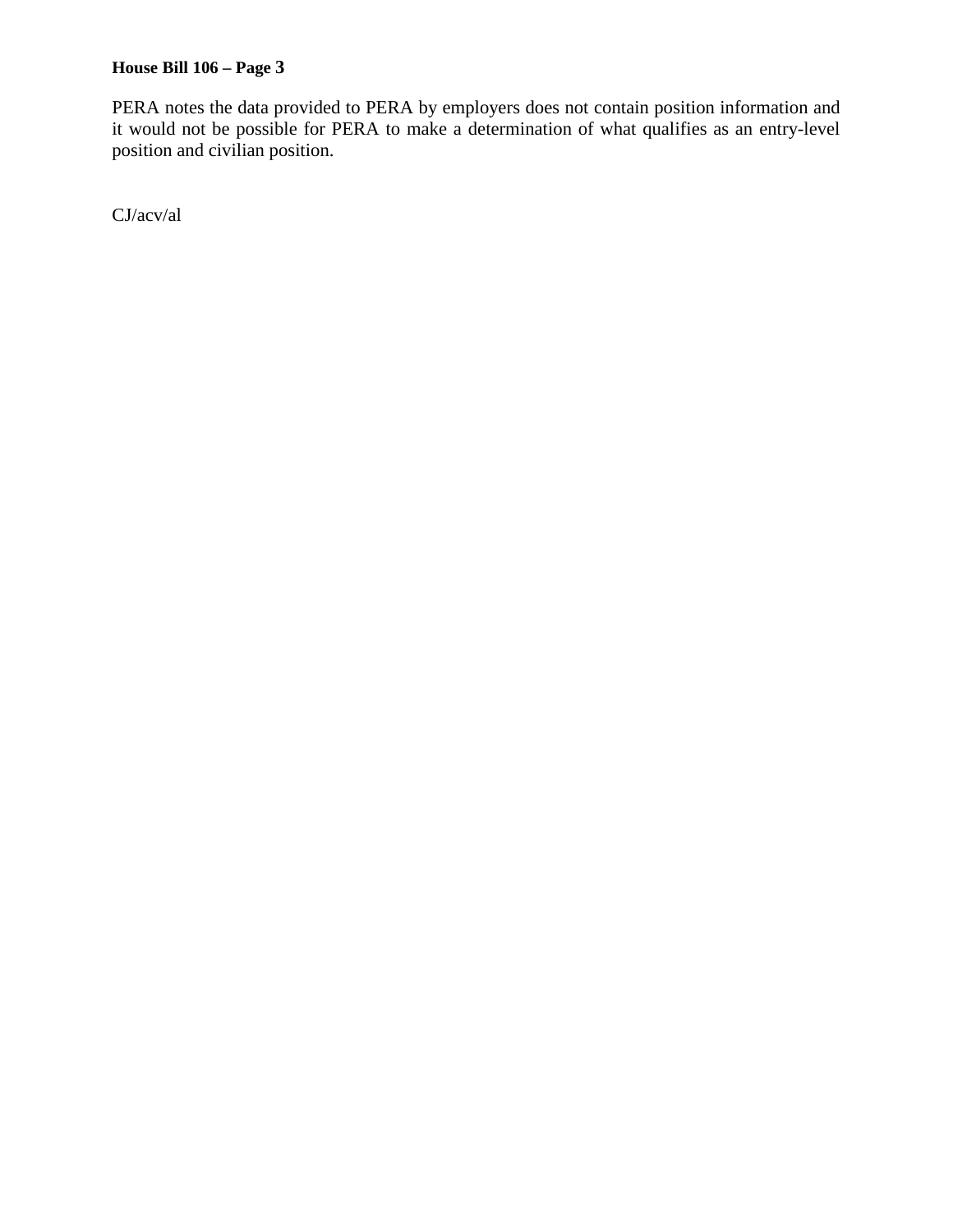PERA notes the data provided to PERA by employers does not contain position information and it would not be possible for PERA to make a determination of what qualifies as an entry-level position and civilian position.

CJ/acv/al